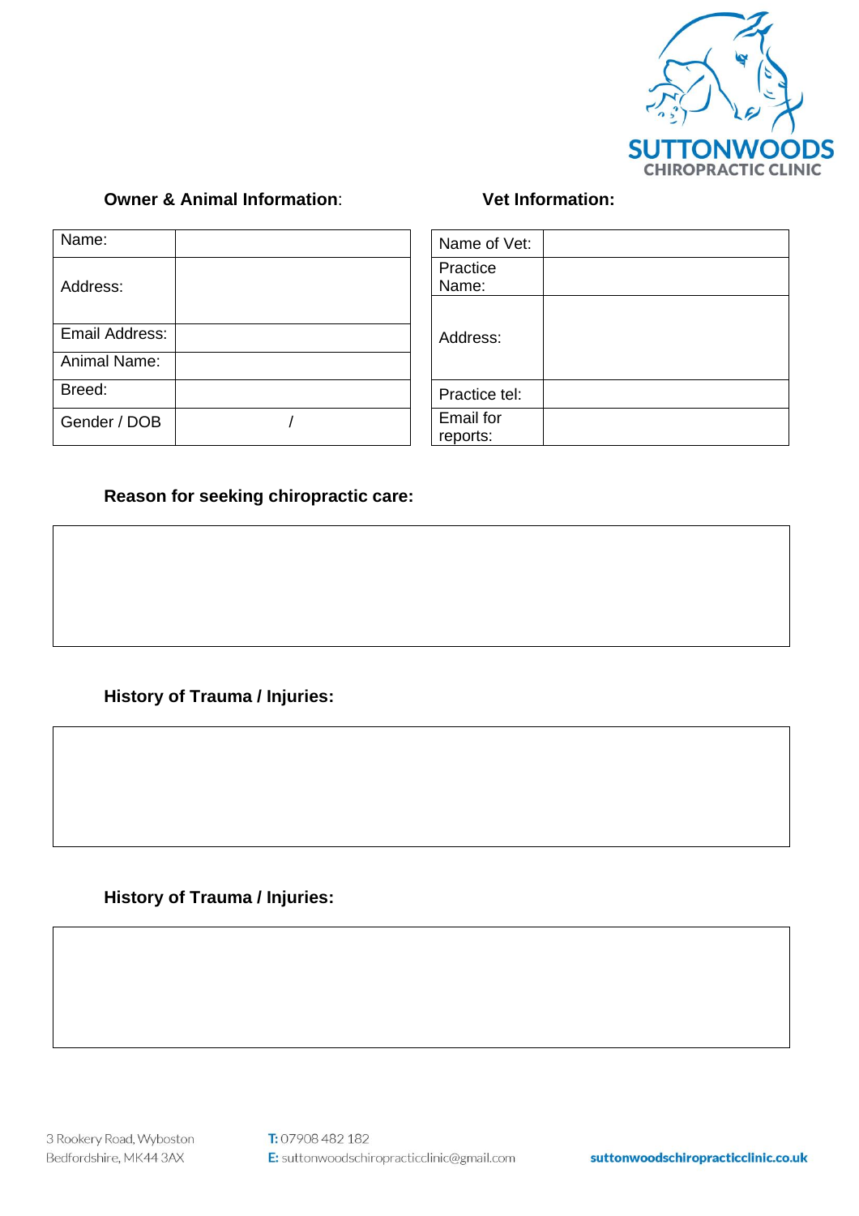SUTTONWOODS CHIROPRACTIC CLINIC

**Owner & Animal Information**:

| Name: | |
|---|---|
| Address: | |
| Email Address: | |
| Animal Name: | |
| Breed: | |
| Gender / DOB | / |

**Vet Information:**

| Name of Vet: | |
|---|---|
| Practice Name: | |
| Address: | |
| Practice tel: | |
| Email for reports: | |

**Reason for seeking chiropractic care:**

| |
|---|
| |

**History of Trauma / Injuries:**

| |
|---|
| |

**History of Trauma / Injuries:**

| |
|---|
| |

3 Rookery Road, Wyboston
Bedfordshire, MK44 3AX

**T:** 07908 482 182
**E:** suttonwoodschiropracticclinic@gmail.com

**suttonwoodschiropracticclinic.co.uk**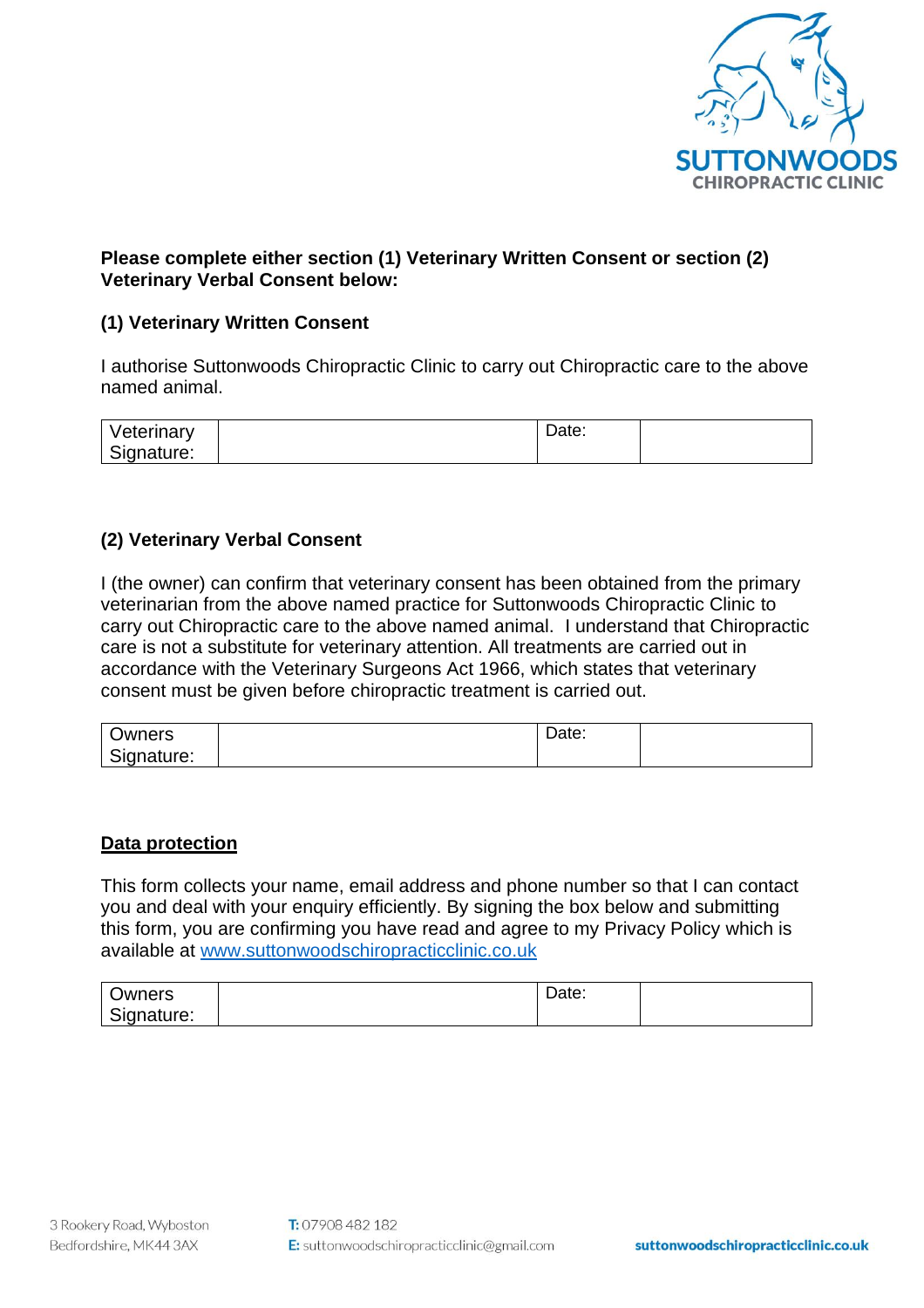**Please complete either section (1) Veterinary Written Consent or section (2) Veterinary Verbal Consent below:**

**(1) Veterinary Written Consent**

I authorise Suttonwoods Chiropractic Clinic to carry out Chiropractic care to the above named animal.

| | | | |
|---|---|---|---|
| Veterinary Signature: | | Date: | |

**(2) Veterinary Verbal Consent**

I (the owner) can confirm that veterinary consent has been obtained from the primary veterinarian from the above named practice for Suttonwoods Chiropractic Clinic to carry out Chiropractic care to the above named animal. I understand that Chiropractic care is not a substitute for veterinary attention. All treatments are carried out in accordance with the Veterinary Surgeons Act 1966, which states that veterinary consent must be given before chiropractic treatment is carried out.

| | | | |
|---|---|---|---|
| Owners Signature: | | Date: | |

**Data protection**

This form collects your name, email address and phone number so that I can contact you and deal with your enquiry efficiently. By signing the box below and submitting this form, you are confirming you have read and agree to my Privacy Policy which is available at www.suttonwoodschiropracticclinic.co.uk

| | | | |
|---|---|---|---|
| Owners Signature: | | Date: | |